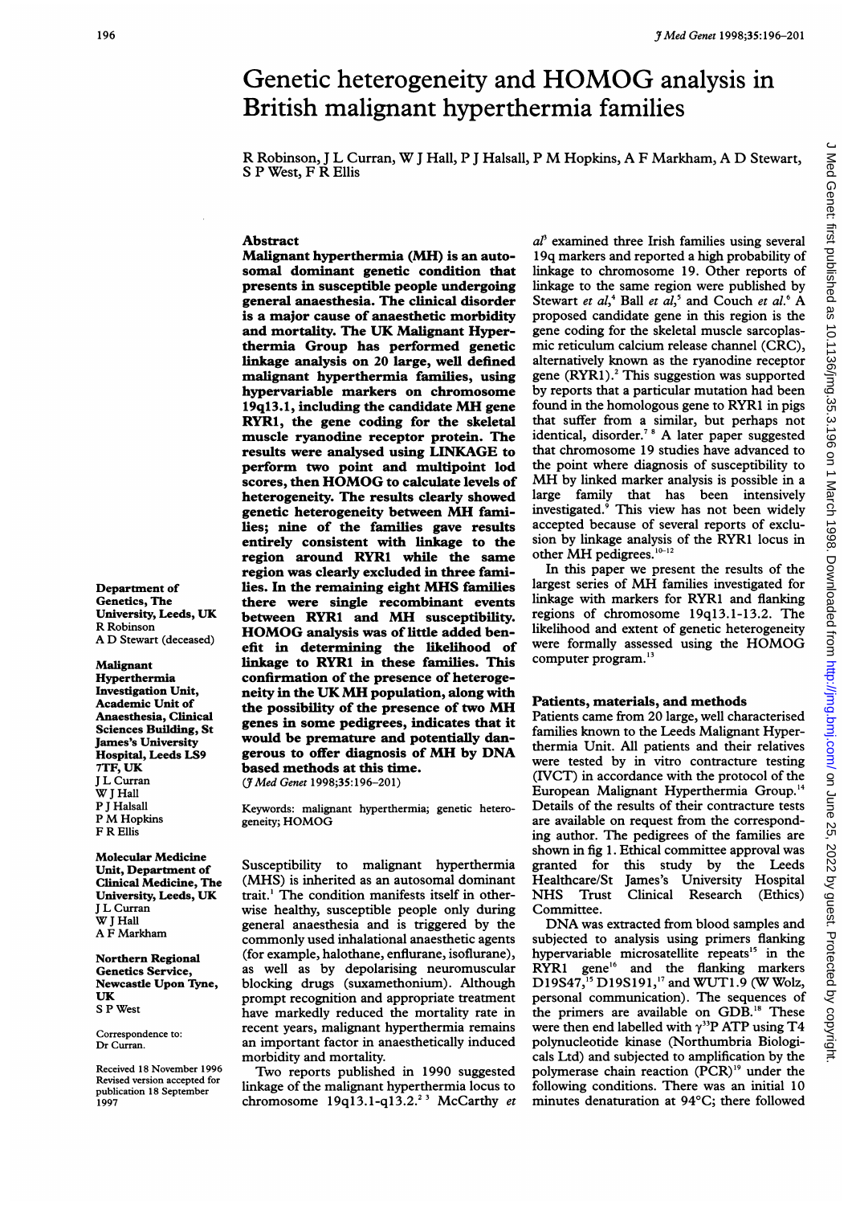# Genetic heterogeneity and HOMOG analysis in British malignant hyperthermia families

R Robinson, J L Curran, W J Hall, P J Halsall, P M Hopkins, A F Markham, A D Stewart, S P West, F R Ellis

Department of Genetics, The University, Leeds, UK
R Robinson
A D Stewart (deceased)

Malignant Hyperthermia Investigation Unit, Academic Unit of Anaesthesia, Clinical Sciences Building, St James's University Hospital, Leeds LS9 7TF, UK
J L Curran
W J Hall
P J Halsall
P M Hopkins
F R Ellis

Molecular Medicine Unit, Department of Clinical Medicine, The University, Leeds, UK
J L Curran
W J Hall
A F Markham

Northern Regional Genetics Service, Newcastle Upon Tyne, UK
S P West

Correspondence to: Dr Curran.

Received 18 November 1996
Revised version accepted for publication 18 September 1997

## Abstract

**Malignant hyperthermia (MH) is an autosomal dominant genetic condition that presents in susceptible people undergoing general anaesthesia. The clinical disorder is a major cause of anaesthetic morbidity and mortality. The UK Malignant Hyperthermia Group has performed genetic linkage analysis on 20 large, well defined malignant hyperthermia families, using hypervariable markers on chromosome 19q13.1, including the candidate MH gene RYR1, the gene coding for the skeletal muscle ryanodine receptor protein. The results were analysed using LINKAGE to perform two point and multipoint lod scores, then HOMOG to calculate levels of heterogeneity. The results clearly showed genetic heterogeneity between MH families; nine of the families gave results entirely consistent with linkage to the region around RYR1 while the same region was clearly excluded in three families. In the remaining eight MHS families there were single recombinant events between RYR1 and MH susceptibility. HOMOG analysis was of little added benefit in determining the likelihood of linkage to RYR1 in these families. This confirmation of the presence of heterogeneity in the UK MH population, along with the possibility of the presence of two MH genes in some pedigrees, indicates that it would be premature and potentially dangerous to offer diagnosis of MH by DNA based methods at this time.**

(*J Med Genet* 1998;35:196–201)

Keywords: malignant hyperthermia; genetic heterogeneity; HOMOG

Susceptibility to malignant hyperthermia (MHS) is inherited as an autosomal dominant trait.[1] The condition manifests itself in otherwise healthy, susceptible people only during general anaesthesia and is triggered by the commonly used inhalational anaesthetic agents (for example, halothane, enflurane, isoflurane), as well as by depolarising neuromuscular blocking drugs (suxamethonium). Although prompt recognition and appropriate treatment have markedly reduced the mortality rate in recent years, malignant hyperthermia remains an important factor in anaesthetically induced morbidity and mortality.

Two reports published in 1990 suggested linkage of the malignant hyperthermia locus to chromosome 19q13.1-q13.2.[2,3] McCarthy *et al*[3] examined three Irish families using several 19q markers and reported a high probability of linkage to chromosome 19. Other reports of linkage to the same region were published by Stewart *et al*,[4] Ball *et al*,[5] and Couch *et al*.[6] A proposed candidate gene in this region is the gene coding for the skeletal muscle sarcoplasmic reticulum calcium release channel (CRC), alternatively known as the ryanodine receptor gene (RYR1).[2] This suggestion was supported by reports that a particular mutation had been found in the homologous gene to RYR1 in pigs that suffer from a similar, but perhaps not identical, disorder.[7,8] A later paper suggested that chromosome 19 studies have advanced to the point where diagnosis of susceptibility to MH by linked marker analysis is possible in a large family that has been intensively investigated.[9] This view has not been widely accepted because of several reports of exclusion by linkage analysis of the RYR1 locus in other MH pedigrees.[10-12]

In this paper we present the results of the largest series of MH families investigated for linkage with markers for RYR1 and flanking regions of chromosome 19q13.1-13.2. The likelihood and extent of genetic heterogeneity were formally assessed using the HOMOG computer program.[13]

## Patients, materials, and methods

Patients came from 20 large, well characterised families known to the Leeds Malignant Hyperthermia Unit. All patients and their relatives were tested by in vitro contracture testing (IVCT) in accordance with the protocol of the European Malignant Hyperthermia Group.[14] Details of the results of their contracture tests are available on request from the corresponding author. The pedigrees of the families are shown in fig 1. Ethical committee approval was granted for this study by the Leeds Healthcare/St James's University Hospital NHS Trust Clinical Research (Ethics) Committee.

DNA was extracted from blood samples and subjected to analysis using primers flanking hypervariable microsatellite repeats[15] in the RYR1 gene[16] and the flanking markers D19S47,[15] D19S191,[17] and WUT1.9 (W Wolz, personal communication). The sequences of the primers are available on GDB.[18] These were then end labelled with $\gamma^{33}$P ATP using T4 polynucleotide kinase (Northumbria Biologicals Ltd) and subjected to amplification by the polymerase chain reaction (PCR)[19] under the following conditions. There was an initial 10 minutes denaturation at 94°C; there followed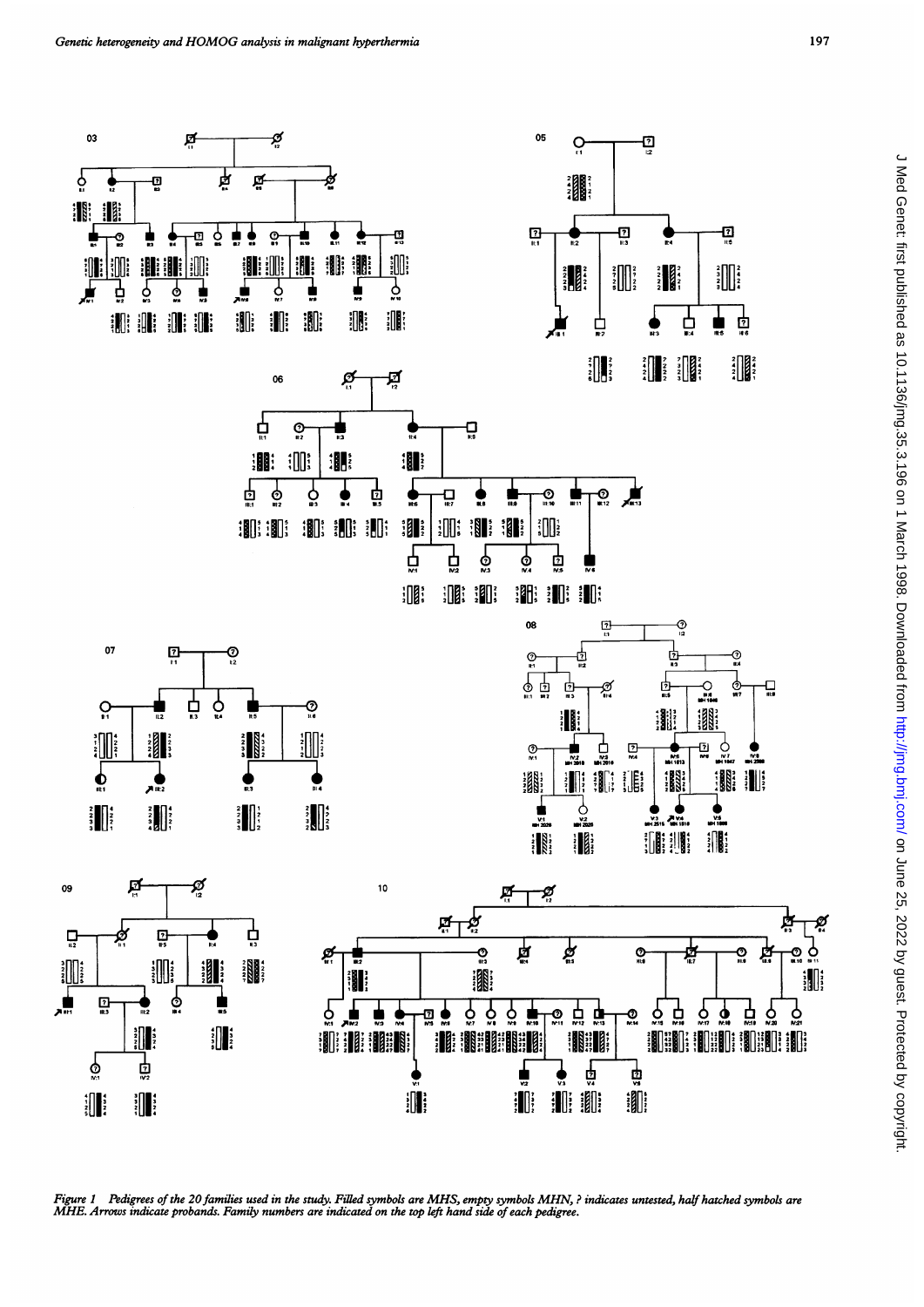Figure 1 *Pedigrees of the 20 families used in the study. Filled symbols are MHS, empty symbols MHN, ? indicates untested, half hatched symbols are MHE. Arrows indicate probands. Family numbers are indicated on the top left hand side of each pedigree.*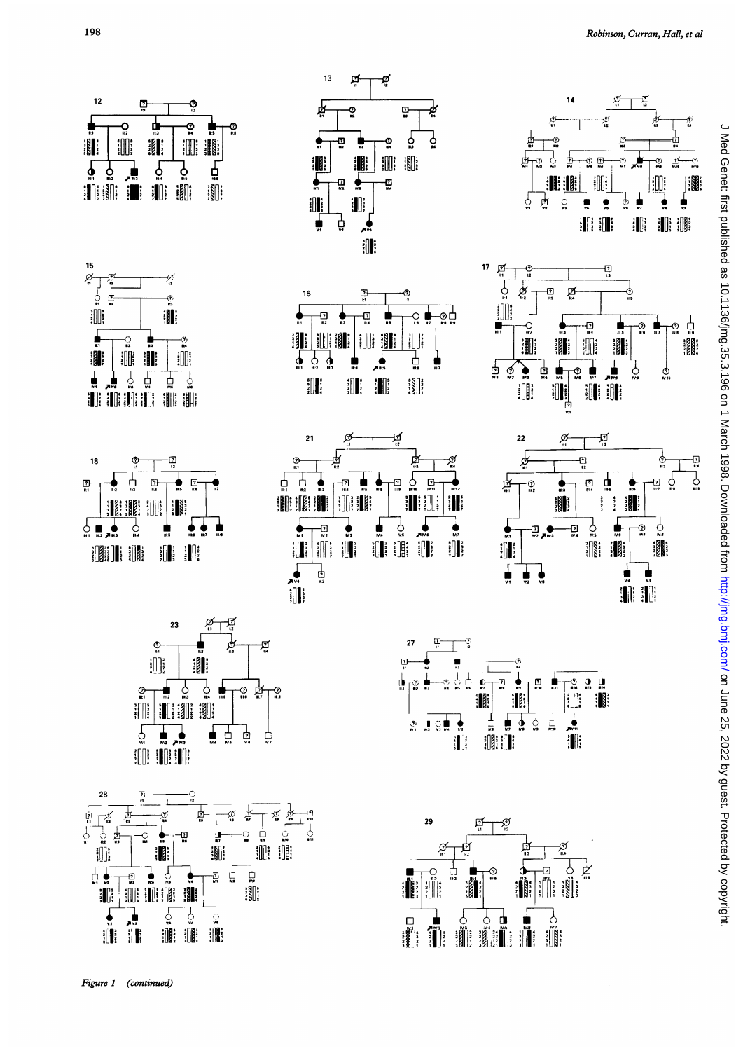Figure 1 (continued)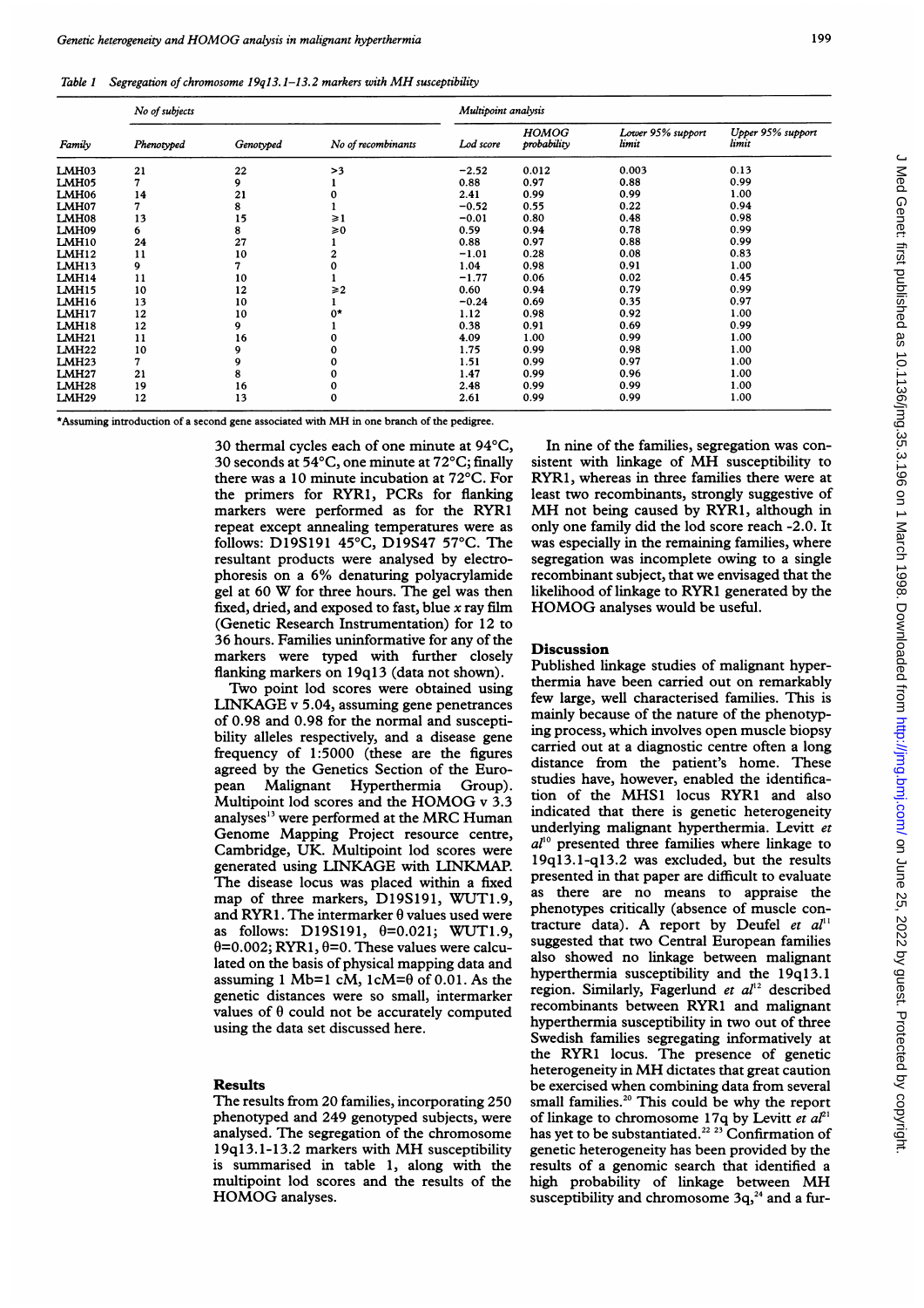Table 1 Segregation of chromosome 19q13.1–13.2 markers with MH susceptibility

| Family | No of subjects | | | Multipoint analysis | | | |
|---|---|---|---|---|---|---|---|
| | Phenotyped | Genotyped | No of recombinants | Lod score | HOMOG probability | Lower 95% support limit | Upper 95% support limit |
| LMH03 | 21 | 22 | >3 | −2.52 | 0.012 | 0.003 | 0.13 |
| LMH05 | 7 | 9 | 1 | 0.88 | 0.97 | 0.88 | 0.99 |
| LMH06 | 14 | 21 | 0 | 2.41 | 0.99 | 0.99 | 1.00 |
| LMH07 | 7 | 8 | 1 | −0.52 | 0.55 | 0.22 | 0.94 |
| LMH08 | 13 | 15 | ≥1 | −0.01 | 0.80 | 0.48 | 0.98 |
| LMH09 | 6 | 8 | ≥0 | 0.59 | 0.94 | 0.78 | 0.99 |
| LMH10 | 24 | 27 | 1 | 0.88 | 0.97 | 0.88 | 0.99 |
| LMH12 | 11 | 10 | 2 | −1.01 | 0.28 | 0.08 | 0.83 |
| LMH13 | 9 | 7 | 0 | 1.04 | 0.98 | 0.91 | 1.00 |
| LMH14 | 11 | 10 | 1 | −1.77 | 0.06 | 0.02 | 0.45 |
| LMH15 | 10 | 12 | ≥2 | 0.60 | 0.94 | 0.79 | 0.99 |
| LMH16 | 13 | 10 | 1 | −0.24 | 0.69 | 0.35 | 0.97 |
| LMH17 | 12 | 10 | 0* | 1.12 | 0.98 | 0.92 | 1.00 |
| LMH18 | 12 | 9 | 1 | 0.38 | 0.91 | 0.69 | 0.99 |
| LMH21 | 11 | 16 | 0 | 4.09 | 1.00 | 0.99 | 1.00 |
| LMH22 | 10 | 9 | 0 | 1.75 | 0.99 | 0.98 | 1.00 |
| LMH23 | 7 | 9 | 0 | 1.51 | 0.99 | 0.97 | 1.00 |
| LMH27 | 21 | 8 | 0 | 1.47 | 0.99 | 0.96 | 1.00 |
| LMH28 | 19 | 16 | 0 | 2.48 | 0.99 | 0.99 | 1.00 |
| LMH29 | 12 | 13 | 0 | 2.61 | 0.99 | 0.99 | 1.00 |

*Assuming introduction of a second gene associated with MH in one branch of the pedigree.

30 thermal cycles each of one minute at 94°C, 30 seconds at 54°C, one minute at 72°C; finally there was a 10 minute incubation at 72°C. For the primers for RYR1, PCRs for flanking markers were performed as for the RYR1 repeat except annealing temperatures were as follows: D19S191 45°C, D19S47 57°C. The resultant products were analysed by electrophoresis on a 6% denaturing polyacrylamide gel at 60 W for three hours. The gel was then fixed, dried, and exposed to fast, blue x ray film (Genetic Research Instrumentation) for 12 to 36 hours. Families uninformative for any of the markers were typed with further closely flanking markers on 19q13 (data not shown).

Two point lod scores were obtained using LINKAGE v 5.04, assuming gene penetrances of 0.98 and 0.98 for the normal and susceptibility alleles respectively, and a disease gene frequency of 1:5000 (these are the figures agreed by the Genetics Section of the European Malignant Hyperthermia Group). Multipoint lod scores and the HOMOG v 3.3 analyses[13] were performed at the MRC Human Genome Mapping Project resource centre, Cambridge, UK. Multipoint lod scores were generated using LINKAGE with LINKMAP. The disease locus was placed within a fixed map of three markers, D19S191, WUT1.9, and RYR1. The intermarker θ values used were as follows: D19S191, θ=0.021; WUT1.9, θ=0.002; RYR1, θ=0. These values were calculated on the basis of physical mapping data and assuming 1 Mb=1 cM, 1cM=θ of 0.01. As the genetic distances were so small, intermarker values of θ could not be accurately computed using the data set discussed here.

## Results

The results from 20 families, incorporating 250 phenotyped and 249 genotyped subjects, were analysed. The segregation of the chromosome 19q13.1-13.2 markers with MH susceptibility is summarised in table 1, along with the multipoint lod scores and the results of the HOMOG analyses.

In nine of the families, segregation was consistent with linkage of MH susceptibility to RYR1, whereas in three families there were at least two recombinants, strongly suggestive of MH not being caused by RYR1, although in only one family did the lod score reach -2.0. It was especially in the remaining families, where segregation was incomplete owing to a single recombinant subject, that we envisaged that the likelihood of linkage to RYR1 generated by the HOMOG analyses would be useful.

## Discussion

Published linkage studies of malignant hyperthermia have been carried out on remarkably few large, well characterised families. This is mainly because of the nature of the phenotyping process, which involves open muscle biopsy carried out at a diagnostic centre often a long distance from the patient's home. These studies have, however, enabled the identification of the MHS1 locus RYR1 and also indicated that there is genetic heterogeneity underlying malignant hyperthermia. Levitt *et al*[10] presented three families where linkage to 19q13.1-q13.2 was excluded, but the results presented in that paper are difficult to evaluate as there are no means to appraise the phenotypes critically (absence of muscle contracture data). A report by Deufel *et al*[11] suggested that two Central European families also showed no linkage between malignant hyperthermia susceptibility and the 19q13.1 region. Similarly, Fagerlund *et al*[12] described recombinants between RYR1 and malignant hyperthermia susceptibility in two out of three Swedish families segregating informatively at the RYR1 locus. The presence of genetic heterogeneity in MH dictates that great caution be exercised when combining data from several small families.[20] This could be why the report of linkage to chromosome 17q by Levitt *et al*[21] has yet to be substantiated.[22 23] Confirmation of genetic heterogeneity has been provided by the results of a genomic search that identified a high probability of linkage between MH susceptibility and chromosome 3q,[24] and a fur-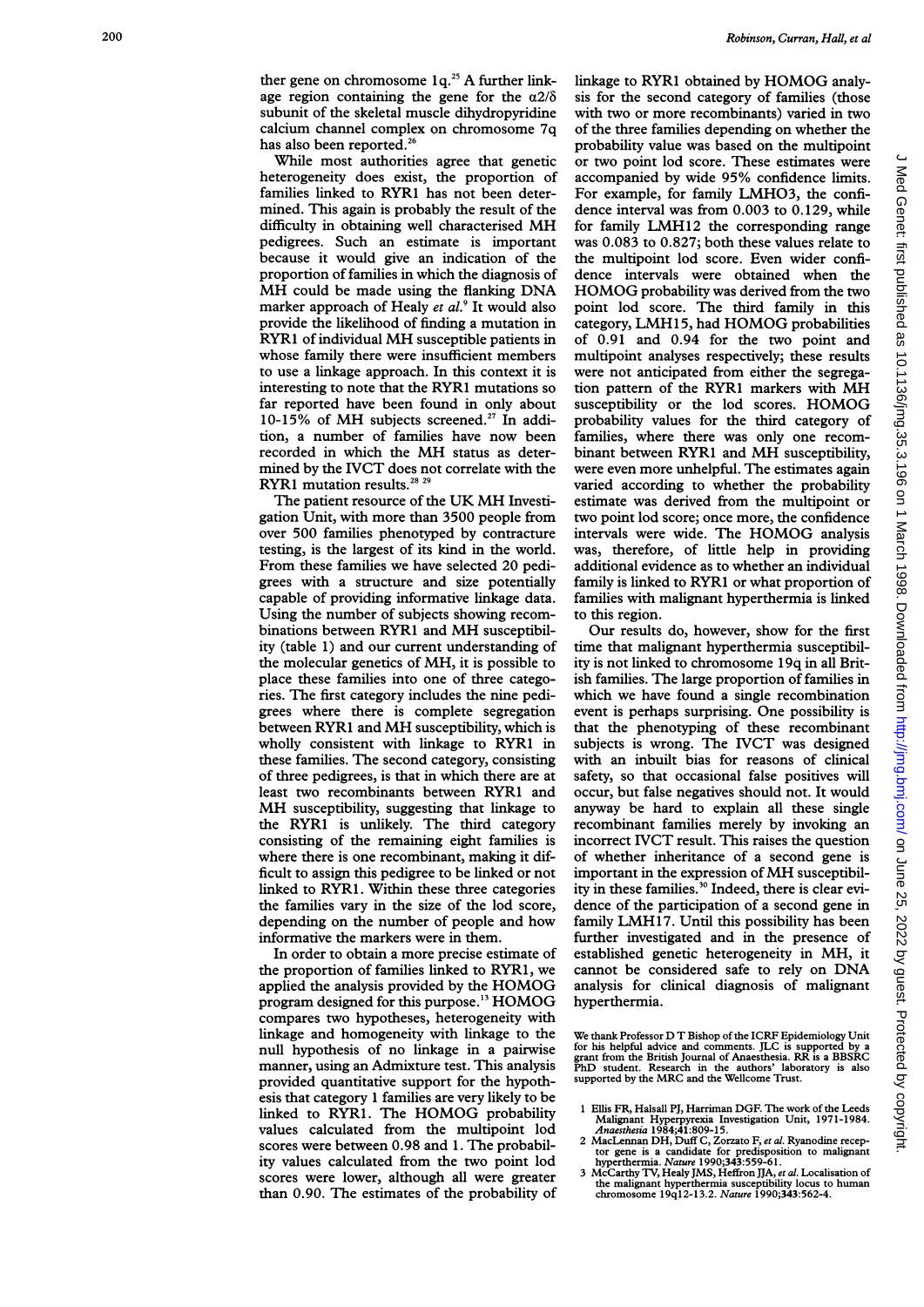ther gene on chromosome 1q.[25] A further linkage region containing the gene for the α2/δ subunit of the skeletal muscle dihydropyridine calcium channel complex on chromosome 7q has also been reported.[26]

While most authorities agree that genetic heterogeneity does exist, the proportion of families linked to RYR1 has not been determined. This again is probably the result of the difficulty in obtaining well characterised MH pedigrees. Such an estimate is important because it would give an indication of the proportion of families in which the diagnosis of MH could be made using the flanking DNA marker approach of Healy *et al*.[9] It would also provide the likelihood of finding a mutation in RYR1 of individual MH susceptible patients in whose family there were insufficient members to use a linkage approach. In this context it is interesting to note that the RYR1 mutations so far reported have been found in only about 10-15% of MH subjects screened.[27] In addition, a number of families have now been recorded in which the MH status as determined by the IVCT does not correlate with the RYR1 mutation results.[28 29]

The patient resource of the UK MH Investigation Unit, with more than 3500 people from over 500 families phenotyped by contracture testing, is the largest of its kind in the world. From these families we have selected 20 pedigrees with a structure and size potentially capable of providing informative linkage data. Using the number of subjects showing recombinations between RYR1 and MH susceptibility (table 1) and our current understanding of the molecular genetics of MH, it is possible to place these families into one of three categories. The first category includes the nine pedigrees where there is complete segregation between RYR1 and MH susceptibility, which is wholly consistent with linkage to RYR1 in these families. The second category, consisting of three pedigrees, is that in which there are at least two recombinants between RYR1 and MH susceptibility, suggesting that linkage to the RYR1 is unlikely. The third category consisting of the remaining eight families is where there is one recombinant, making it difficult to assign this pedigree to be linked or not linked to RYR1. Within these three categories the families vary in the size of the lod score, depending on the number of people and how informative the markers were in them.

In order to obtain a more precise estimate of the proportion of families linked to RYR1, we applied the analysis provided by the HOMOG program designed for this purpose.[13] HOMOG compares two hypotheses, heterogeneity with linkage and homogeneity with linkage to the null hypothesis of no linkage in a pairwise manner, using an Admixture test. This analysis provided quantitative support for the hypothesis that category 1 families are very likely to be linked to RYR1. The HOMOG probability values calculated from the multipoint lod scores were between 0.98 and 1. The probability values calculated from the two point lod scores were lower, although all were greater than 0.90. The estimates of the probability of linkage to RYR1 obtained by HOMOG analysis for the second category of families (those with two or more recombinants) varied in two of the three families depending on whether the probability value was based on the multipoint or two point lod score. These estimates were accompanied by wide 95% confidence limits. For example, for family LMHO3, the confidence interval was from 0.003 to 0.129, while for family LMH12 the corresponding range was 0.083 to 0.827; both these values relate to the multipoint lod score. Even wider confidence intervals were obtained when the HOMOG probability was derived from the two point lod score. The third family in this category, LMH15, had HOMOG probabilities of 0.91 and 0.94 for the two point and multipoint analyses respectively; these results were not anticipated from either the segregation pattern of the RYR1 markers with MH susceptibility or the lod scores. HOMOG probability values for the third category of families, where there was only one recombinant between RYR1 and MH susceptibility, were even more unhelpful. The estimates again varied according to whether the probability estimate was derived from the multipoint or two point lod score; once more, the confidence intervals were wide. The HOMOG analysis was, therefore, of little help in providing additional evidence as to whether an individual family is linked to RYR1 or what proportion of families with malignant hyperthermia is linked to this region.

Our results do, however, show for the first time that malignant hyperthermia susceptibility is not linked to chromosome 19q in all British families. The large proportion of families in which we have found a single recombination event is perhaps surprising. One possibility is that the phenotyping of these recombinant subjects is wrong. The IVCT was designed with an inbuilt bias for reasons of clinical safety, so that occasional false positives will occur, but false negatives should not. It would anyway be hard to explain all these single recombinant families merely by invoking an incorrect IVCT result. This raises the question of whether inheritance of a second gene is important in the expression of MH susceptibility in these families.[30] Indeed, there is clear evidence of the participation of a second gene in family LMH17. Until this possibility has been further investigated and in the presence of established genetic heterogeneity in MH, it cannot be considered safe to rely on DNA analysis for clinical diagnosis of malignant hyperthermia.

We thank Professor D T Bishop of the ICRF Epidemiology Unit for his helpful advice and comments. JLC is supported by a grant from the British Journal of Anaesthesia. RR is a BBSRC PhD student. Research in the authors' laboratory is also supported by the MRC and the Wellcome Trust.

1 Ellis FR, Halsall PJ, Harriman DGF. The work of the Leeds Malignant Hyperpyrexia Investigation Unit, 1971-1984. *Anaesthesia* 1984;41:809-15.
2 MacLennan DH, Duff C, Zorzato F, *et al*. Ryanodine receptor gene is a candidate for predisposition to malignant hyperthermia. *Nature* 1990;343:559-61.
3 McCarthy TV, Healy JMS, Heffron JJA, *et al*. Localisation of the malignant hyperthermia susceptibility locus to human chromosome 19q12-13.2. *Nature* 1990;343:562-4.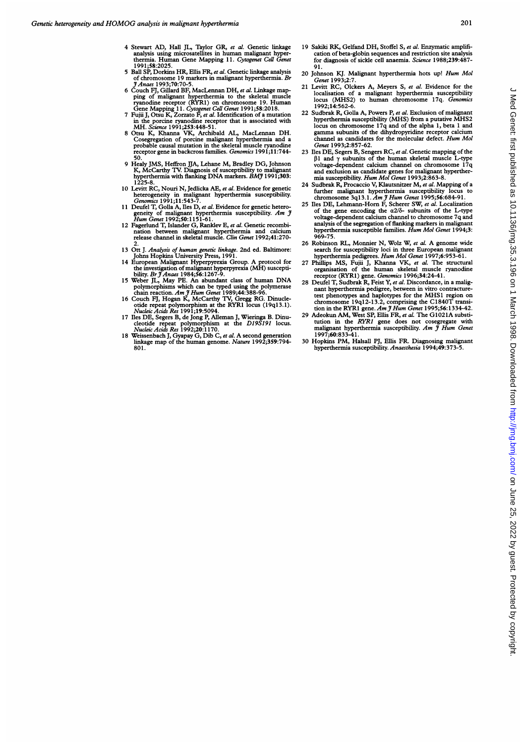4 Stewart AD, Hall JL, Taylor GR, *et al.* Genetic linkage analysis using microsatellites in human malignant hyperthermia. Human Gene Mapping 11. *Cytogenet Cell Genet* 1991;**58**:2025.

5 Ball SP, Dorkins HR, Ellis FR, *et al.* Genetic linkage analysis of chromosome 19 markers in malignant hyperthermia. *Br J Anaes* 1993;**70**:70-5.

6 Couch FJ, Gillard BF, MacLennan DH, *et al.* Linkage mapping of malignant hyperthermia to the skeletal muscle ryanodine receptor (RYR1) on chromosome 19. Human Gene Mapping 11. *Cytogenet Cell Genet* 1991;**58**:2018.

7 Fujii J, Otsu K, Zorzato F, *et al.* Identification of a mutation in the porcine ryanodine receptor that is associated with MH. *Science* 1991;**253**:448-51.

8 Otsu K, Khanna VK, Archibald AL, MacLennan DH. Cosegregation of porcine malignant hyperthermia and a probable causal mutation in the skeletal muscle ryanodine receptor gene in backcross families. *Genomics* 1991;**11**:744-50.

9 Healy JMS, Heffron JJA, Lehane M, Bradley DG, Johnson K, McCarthy TV. Diagnosis of susceptibility to malignant hyperthermia with flanking DNA markers. *BMJ* 1991;**303**:1225-8.

10 Levitt RC, Nouri N, Jedlicka AE, *et al.* Evidence for genetic heterogeneity in malignant hyperthermia susceptibility. *Genomics* 1991;**11**:543-7.

11 Deufel T, Golla A, Iles D, *et al.* Evidence for genetic heterogeneity of malignant hyperthermia susceptibility. *Am J Hum Genet* 1992;**50**:1151-61.

12 Fagerlund T, Islander G, Ranklev E, *et al.* Genetic recombination between malignant hyperthermia and calcium release channel in skeletal muscle. *Clin Genet* 1992;**41**:270-2.

13 Ott J. *Analysis of human genetic linkage.* 2nd ed. Baltimore: Johns Hopkins University Press, 1991.

14 European Malignant Hyperpyrexia Group. A protocol for the investigation of malignant hyperpyrexia (MH) susceptibility. *Br J Anaes* 1984;**56**:1267-9.

15 Weber JL, May PE. An abundant class of human DNA polymorphisms which can be typed using the polymerase chain reaction. *Am J Hum Genet* 1989;**44**:388-96.

16 Couch FJ, Hogan K, McCarthy TV, Gregg RG. Dinucleotide repeat polymorphism at the RYR1 locus (19q13.1). *Nucleic Acids Res* 1991;**19**:5094.

17 Iles DE, Segers B, de Jong P, Alleman J, Wieringa B. Dinucleotide repeat polymorphism at the *D19S191* locus. *Nucleic Acids Res* 1992;**20**:1170.

18 Weissenbach J, Gyapay G, Dib C, *et al.* A second generation linkage map of the human genome. *Nature* 1992;**359**:794-801.

19 Sakiki RK, Gelfand DH, Stoffel S, *et al.* Enzymatic amplification of beta-globin sequences and restriction site analysis for diagnosis of sickle cell anaemia. *Science* 1988;**239**:487-91.

20 Johnson KJ. Malignant hyperthermia hots up! *Hum Mol Genet* 1993;**2**:7.

21 Levitt RC, Olckers A, Meyers S, *et al.* Evidence for the localisation of a malignant hyperthermia susceptibility locus (MHS2) to human chromosome 17q. *Genomics* 1992;**14**:562-6.

22 Sudbrak R, Golla A, Powers P, *et al.* Exclusion of malignant hyperthermia susceptibility (MHS) from a putative MHS2 locus on chromosome 17q and of the alpha 1, beta 1 and gamma subunits of the dihydropyridine receptor calcium channel as candidates for the molecular defect. *Hum Mol Genet* 1993;**2**:857-62.

23 Iles DE, Segers B, Sengers RC, *et al.* Genetic mapping of the β1 and γ subunits of the human skeletal muscle L-type voltage-dependent calcium channel on chromosome 17q and exclusion as candidate genes for malignant hyperthermia susceptibility. *Hum Mol Genet* 1993;**2**:863-8.

24 Sudbrak R, Procaccio V, Klautsnitzer M, *et al.* Mapping of a further malignant hyperthermia susceptibility locus to chromosome 3q13.1. *Am J Hum Genet* 1995;**56**:684-91.

25 Iles DE, Lehmann-Horn F, Scherer SW, *et al.* Localization of the gene encoding the α2/δ- subunits of the L-type voltage-dependent calcium channel to chromosome 7q and analysis of the segregation of flanking markers in malignant hyperthermia susceptible families. *Hum Mol Genet* 1994;**3**:969-75.

26 Robinson RL, Monnier N, Wolz W, *et al.* A genome wide search for susceptibility loci in three European malignant hyperthermia pedigrees. *Hum Mol Genet* 1997;**6**:953-61.

27 Phillips MS, Fujii J, Khanna VK, *et al.* The structural organisation of the human skeletal muscle ryanodine receptor (RYR1) gene. *Genomics* 1996;**34**:24-41.

28 Deufel T, Sudbrak R, Feist Y, *et al.* Discordance, in a malignant hyperthermia pedigree, between in vitro contracture-test phenotypes and haplotypes for the MHS1 region on chromosome 19q12-13.2, comprising the C1840T transition in the RYR1 gene. *Am J Hum Genet* 1995;**56**:1334-42.

29 Adeokun AM, West SP, Ellis FR, *et al.* The G1021A substitution in the *RYR1* gene does not cosegregate with malignant hyperthermia susceptibility. *Am J Hum Genet* 1997;**60**:833-41.

30 Hopkins PM, Halsall PJ, Ellis FR. Diagnosing malignant hyperthermia susceptibility. *Anaesthesia* 1994;**49**:373-5.